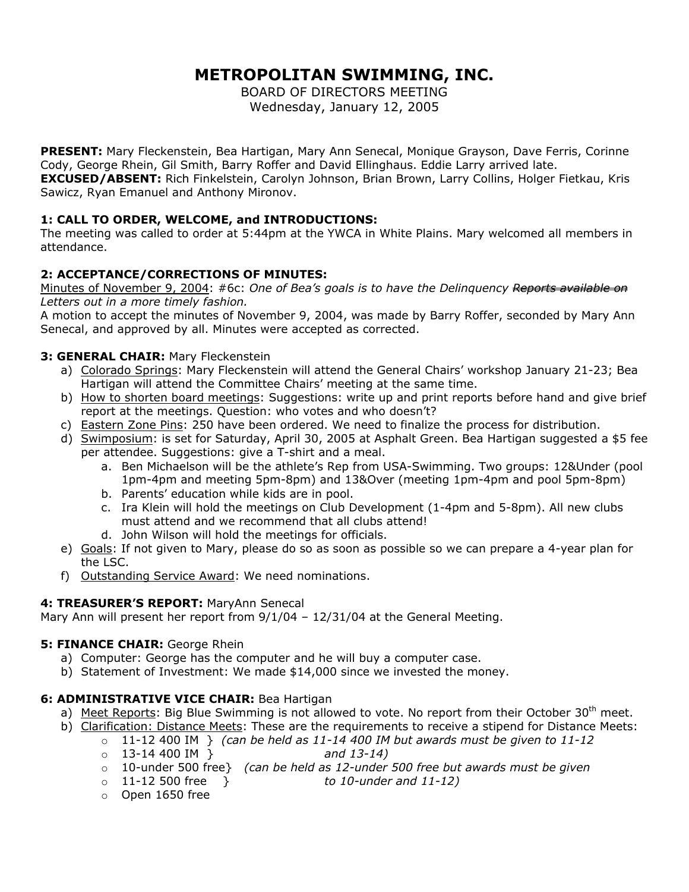# METROPOLITAN SWIMMING, INC.

BOARD OF DIRECTORS MEETING
Wednesday, January 12, 2005

**PRESENT:** Mary Fleckenstein, Bea Hartigan, Mary Ann Senecal, Monique Grayson, Dave Ferris, Corinne Cody, George Rhein, Gil Smith, Barry Roffer and David Ellinghaus. Eddie Larry arrived late.
**EXCUSED/ABSENT:** Rich Finkelstein, Carolyn Johnson, Brian Brown, Larry Collins, Holger Fietkau, Kris Sawicz, Ryan Emanuel and Anthony Mironov.

**1: CALL TO ORDER, WELCOME, and INTRODUCTIONS:**
The meeting was called to order at 5:44pm at the YWCA in White Plains. Mary welcomed all members in attendance.

**2: ACCEPTANCE/CORRECTIONS OF MINUTES:**
Minutes of November 9, 2004: #6c: *One of Bea's goals is to have the Delinquency ~~Reports available on~~ Letters out in a more timely fashion.*
A motion to accept the minutes of November 9, 2004, was made by Barry Roffer, seconded by Mary Ann Senecal, and approved by all. Minutes were accepted as corrected.

**3: GENERAL CHAIR:** Mary Fleckenstein

a) Colorado Springs: Mary Fleckenstein will attend the General Chairs' workshop January 21-23; Bea Hartigan will attend the Committee Chairs' meeting at the same time.
b) How to shorten board meetings: Suggestions: write up and print reports before hand and give brief report at the meetings. Question: who votes and who doesn't?
c) Eastern Zone Pins: 250 have been ordered. We need to finalize the process for distribution.
d) Swimposium: is set for Saturday, April 30, 2005 at Asphalt Green. Bea Hartigan suggested a $5 fee per attendee. Suggestions: give a T-shirt and a meal.
   a. Ben Michaelson will be the athlete's Rep from USA-Swimming. Two groups: 12&Under (pool 1pm-4pm and meeting 5pm-8pm) and 13&Over (meeting 1pm-4pm and pool 5pm-8pm)
   b. Parents' education while kids are in pool.
   c. Ira Klein will hold the meetings on Club Development (1-4pm and 5-8pm). All new clubs must attend and we recommend that all clubs attend!
   d. John Wilson will hold the meetings for officials.
e) Goals: If not given to Mary, please do so as soon as possible so we can prepare a 4-year plan for the LSC.
f) Outstanding Service Award: We need nominations.

**4: TREASURER'S REPORT:** MaryAnn Senecal
Mary Ann will present her report from 9/1/04 – 12/31/04 at the General Meeting.

**5: FINANCE CHAIR:** George Rhein

a) Computer: George has the computer and he will buy a computer case.
b) Statement of Investment: We made $14,000 since we invested the money.

**6: ADMINISTRATIVE VICE CHAIR:** Bea Hartigan

a) Meet Reports: Big Blue Swimming is not allowed to vote. No report from their October 30th meet.
b) Clarification: Distance Meets: These are the requirements to receive a stipend for Distance Meets:
   - 11-12 400 IM } *(can be held as 11-14 400 IM but awards must be given to 11-12*
   - 13-14 400 IM } *and 13-14)*
   - 10-under 500 free} *(can be held as 12-under 500 free but awards must be given*
   - 11-12 500 free } *to 10-under and 11-12)*
   - Open 1650 free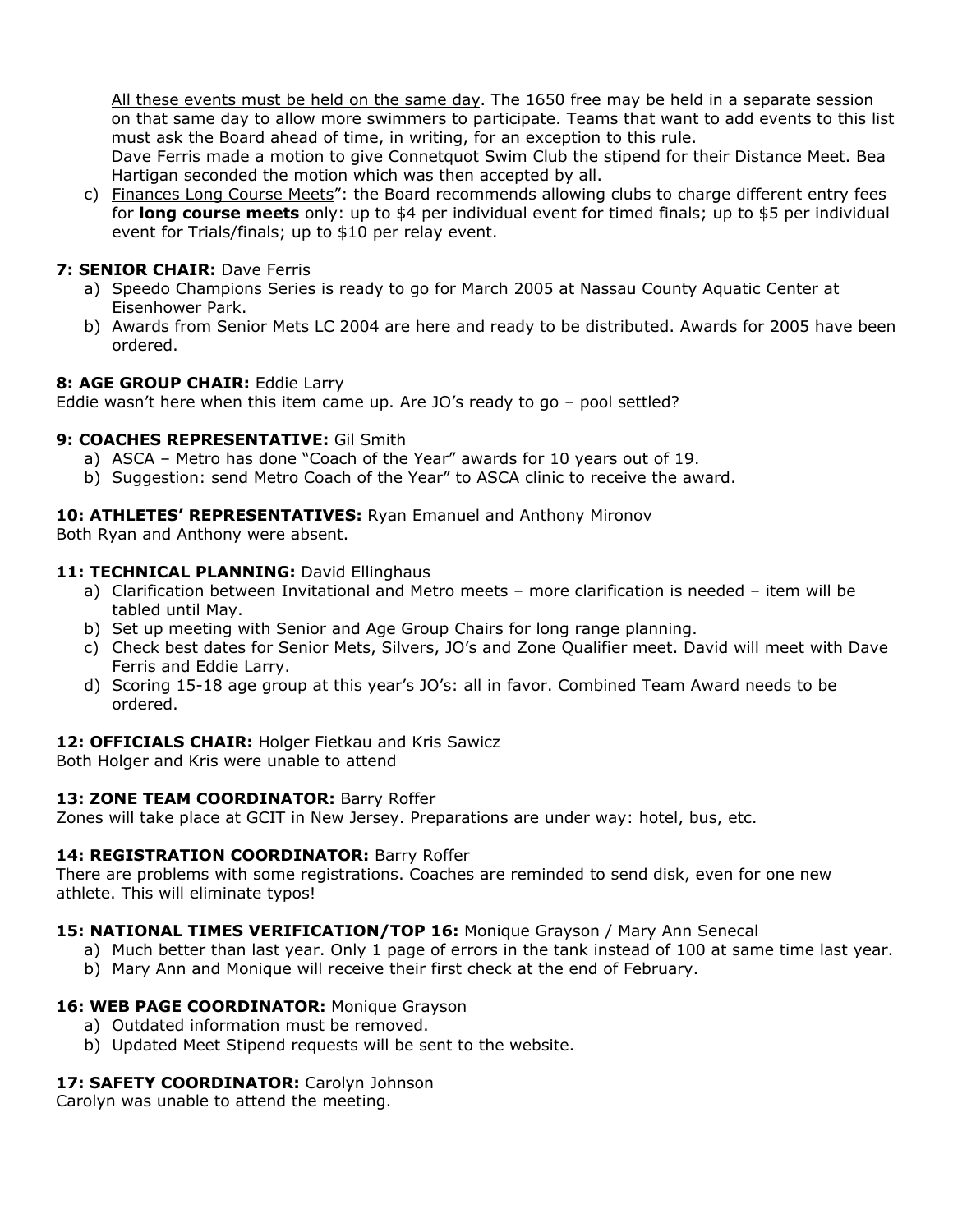All these events must be held on the same day. The 1650 free may be held in a separate session on that same day to allow more swimmers to participate. Teams that want to add events to this list must ask the Board ahead of time, in writing, for an exception to this rule.
Dave Ferris made a motion to give Connetquot Swim Club the stipend for their Distance Meet. Bea Hartigan seconded the motion which was then accepted by all.

c) Finances Long Course Meets": the Board recommends allowing clubs to charge different entry fees for **long course meets** only: up to $4 per individual event for timed finals; up to $5 per individual event for Trials/finals; up to $10 per relay event.

**7: SENIOR CHAIR:** Dave Ferris

a) Speedo Champions Series is ready to go for March 2005 at Nassau County Aquatic Center at Eisenhower Park.
b) Awards from Senior Mets LC 2004 are here and ready to be distributed. Awards for 2005 have been ordered.

**8: AGE GROUP CHAIR:** Eddie Larry

Eddie wasn't here when this item came up. Are JO's ready to go – pool settled?

**9: COACHES REPRESENTATIVE:** Gil Smith

a) ASCA – Metro has done "Coach of the Year" awards for 10 years out of 19.
b) Suggestion: send Metro Coach of the Year" to ASCA clinic to receive the award.

**10: ATHLETES' REPRESENTATIVES:** Ryan Emanuel and Anthony Mironov

Both Ryan and Anthony were absent.

**11: TECHNICAL PLANNING:** David Ellinghaus

a) Clarification between Invitational and Metro meets – more clarification is needed – item will be tabled until May.
b) Set up meeting with Senior and Age Group Chairs for long range planning.
c) Check best dates for Senior Mets, Silvers, JO's and Zone Qualifier meet. David will meet with Dave Ferris and Eddie Larry.
d) Scoring 15-18 age group at this year's JO's: all in favor. Combined Team Award needs to be ordered.

**12: OFFICIALS CHAIR:** Holger Fietkau and Kris Sawicz

Both Holger and Kris were unable to attend

**13: ZONE TEAM COORDINATOR:** Barry Roffer

Zones will take place at GCIT in New Jersey. Preparations are under way: hotel, bus, etc.

**14: REGISTRATION COORDINATOR:** Barry Roffer

There are problems with some registrations. Coaches are reminded to send disk, even for one new athlete. This will eliminate typos!

**15: NATIONAL TIMES VERIFICATION/TOP 16:** Monique Grayson / Mary Ann Senecal

a) Much better than last year. Only 1 page of errors in the tank instead of 100 at same time last year.
b) Mary Ann and Monique will receive their first check at the end of February.

**16: WEB PAGE COORDINATOR:** Monique Grayson

a) Outdated information must be removed.
b) Updated Meet Stipend requests will be sent to the website.

**17: SAFETY COORDINATOR:** Carolyn Johnson

Carolyn was unable to attend the meeting.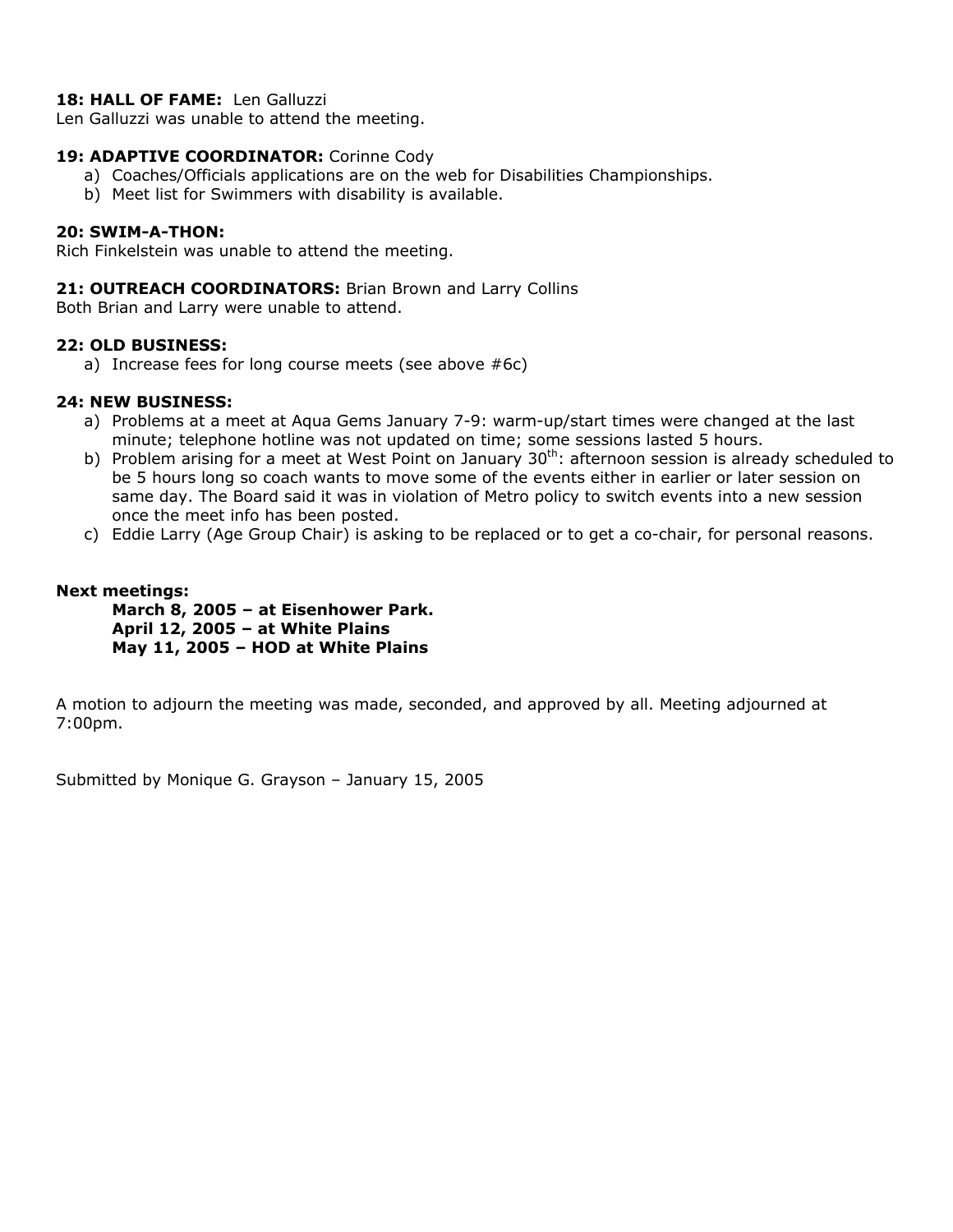**18: HALL OF FAME:** Len Galluzzi
Len Galluzzi was unable to attend the meeting.

**19: ADAPTIVE COORDINATOR:** Corinne Cody

a) Coaches/Officials applications are on the web for Disabilities Championships.
b) Meet list for Swimmers with disability is available.

**20: SWIM-A-THON:**
Rich Finkelstein was unable to attend the meeting.

**21: OUTREACH COORDINATORS:** Brian Brown and Larry Collins
Both Brian and Larry were unable to attend.

**22: OLD BUSINESS:**

a) Increase fees for long course meets (see above #6c)

**24: NEW BUSINESS:**

a) Problems at a meet at Aqua Gems January 7-9: warm-up/start times were changed at the last minute; telephone hotline was not updated on time; some sessions lasted 5 hours.
b) Problem arising for a meet at West Point on January 30th: afternoon session is already scheduled to be 5 hours long so coach wants to move some of the events either in earlier or later session on same day. The Board said it was in violation of Metro policy to switch events into a new session once the meet info has been posted.
c) Eddie Larry (Age Group Chair) is asking to be replaced or to get a co-chair, for personal reasons.

**Next meetings:**

**March 8, 2005 – at Eisenhower Park.**
**April 12, 2005 – at White Plains**
**May 11, 2005 – HOD at White Plains**

A motion to adjourn the meeting was made, seconded, and approved by all. Meeting adjourned at 7:00pm.

Submitted by Monique G. Grayson – January 15, 2005